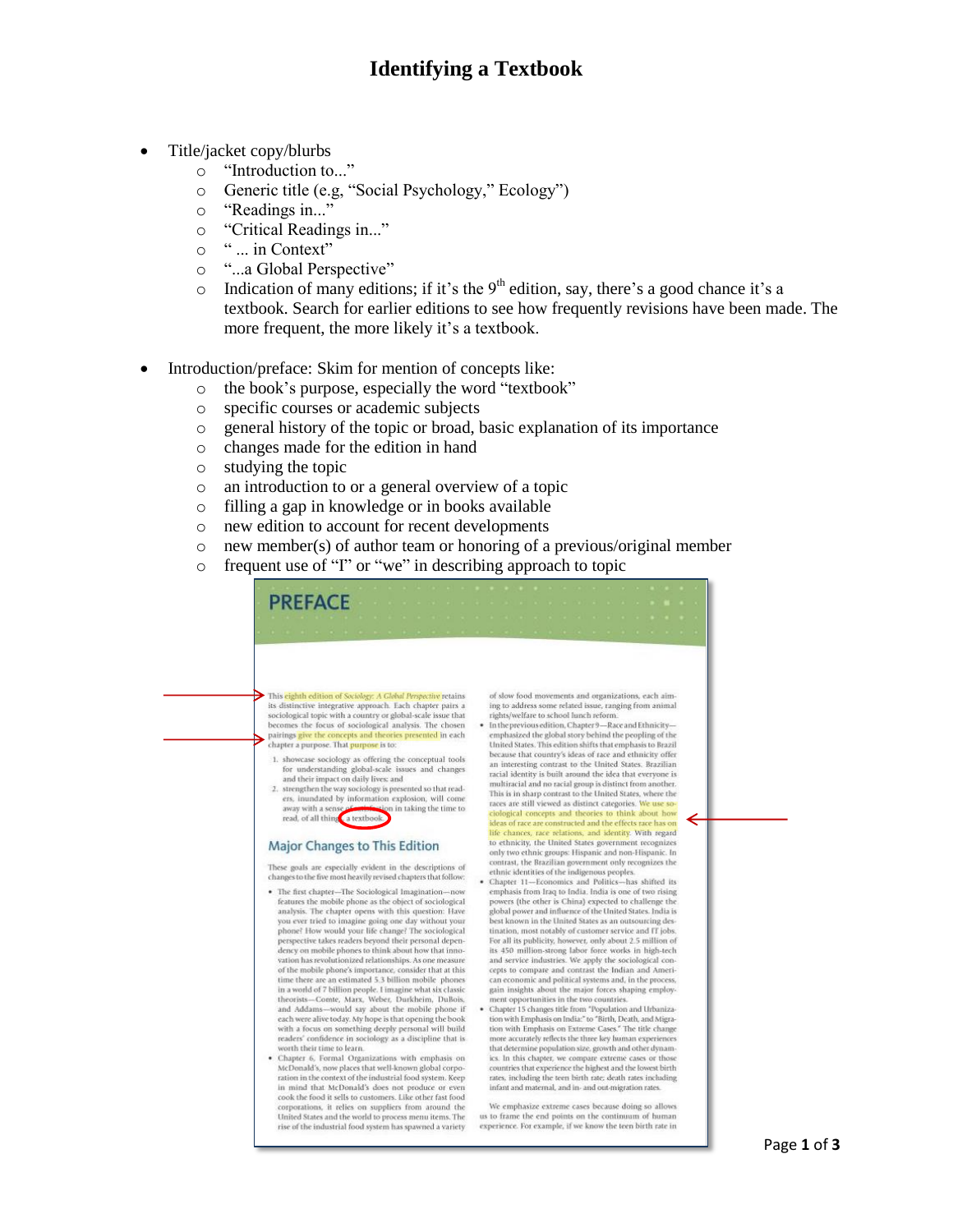# Identifying a Textbook

- Title/jacket copy/blurbs
    - "Introduction to..."
    - Generic title (e.g, "Social Psychology," Ecology")
    - "Readings in..."
    - "Critical Readings in..."
    - " ... in Context"
    - "...a Global Perspective"
    - Indication of many editions; if it's the 9th edition, say, there's a good chance it's a textbook. Search for earlier editions to see how frequently revisions have been made. The more frequent, the more likely it's a textbook.

- Introduction/preface: Skim for mention of concepts like:
    - the book's purpose, especially the word "textbook"
    - specific courses or academic subjects
    - general history of the topic or broad, basic explanation of its importance
    - changes made for the edition in hand
    - studying the topic
    - an introduction to or a general overview of a topic
    - filling a gap in knowledge or in books available
    - new edition to account for recent developments
    - new member(s) of author team or honoring of a previous/original member
    - frequent use of "I" or "we" in describing approach to topic

## PREFACE

This eighth edition of *Sociology: A Global Perspective* retains its distinctive integrative approach. Each chapter pairs a sociological topic with a country or global-scale issue that becomes the focus of sociological analysis. The chosen pairings give the concepts and theories presented in each chapter a purpose. That purpose is to:

1. showcase sociology as offering the conceptual tools for understanding global-scale issues and changes and their impact on daily lives; and
2. strengthen the way sociology is presented so that readers, inundated by information explosion, will come away with a sense of satisfaction in taking the time to read, of all things, a textbook.

### Major Changes to This Edition

These goals are especially evident in the descriptions of changes to the five most heavily revised chapters that follow:

- The first chapter—The Sociological Imagination—now features the mobile phone as the object of sociological analysis. The chapter opens with this question: Have you ever tried to imagine going one day without your phone? How would your life change? The sociological perspective takes readers beyond their personal dependency on mobile phones to think about how that innovation has revolutionized relationships. As one measure of the mobile phone's importance, consider that at this time there are an estimated 5.3 billion mobile phones in a world of 7 billion people. I imagine what six classic theorists—Comte, Marx, Weber, Durkheim, DuBois, and Addams—would say about the mobile phone if each were alive today. My hope is that opening the book with a focus on something deeply personal will build readers' confidence in sociology as a discipline that is worth their time to learn.
- Chapter 6, Formal Organizations with emphasis on McDonald's, now places that well-known global corporation in the context of the industrial food system. Keep in mind that McDonald's does not produce or even cook the food it sells to customers. Like other fast food corporations, it relies on suppliers from around the United States and the world to process menu items. The rise of the industrial food system has spawned a variety of slow food movements and organizations, each aiming to address some related issue, ranging from animal rights/welfare to school lunch reform.
- In the previous edition, Chapter 9—Race and Ethnicity—emphasized the global story behind the peopling of the United States. This edition shifts that emphasis to Brazil because that country's ideas of race and ethnicity offer an interesting contrast to the United States. Brazilian racial identity is built around the idea that everyone is multiracial and no racial group is distinct from another. This is in sharp contrast to the United States, where the races are still viewed as distinct categories. We use sociological concepts and theories to think about how ideas of race are constructed and the effects race has on life chances, race relations, and identity. With regard to ethnicity, the United States government recognizes only two ethnic groups: Hispanic and non-Hispanic. In contrast, the Brazilian government only recognizes the ethnic identities of the indigenous peoples.
- Chapter 11—Economics and Politics—has shifted its emphasis from Iraq to India. India is one of two rising powers (the other is China) expected to challenge the global power and influence of the United States. India is best known in the United States as an outsourcing destination, most notably of customer service and IT jobs. For all its publicity, however, only about 2.5 million of its 450 million-strong labor force works in high-tech and service industries. We apply the sociological concepts to compare and contrast the Indian and American economic and political systems and, in the process, gain insights about the major forces shaping employment opportunities in the two countries.
- Chapter 15 changes title from "Population and Urbanization with Emphasis on India" to "Birth, Death, and Migration with Emphasis on Extreme Cases." The title change more accurately reflects the three key human experiences that determine population size, growth and other dynamics. In this chapter, we compare extreme cases or those countries that experience the highest and the lowest birth rates, including the teen birth rate; death rates including infant and maternal, and in- and out-migration rates.

We emphasize extreme cases because doing so allows us to frame the end points on the continuum of human experience. For example, if we know the teen birth rate in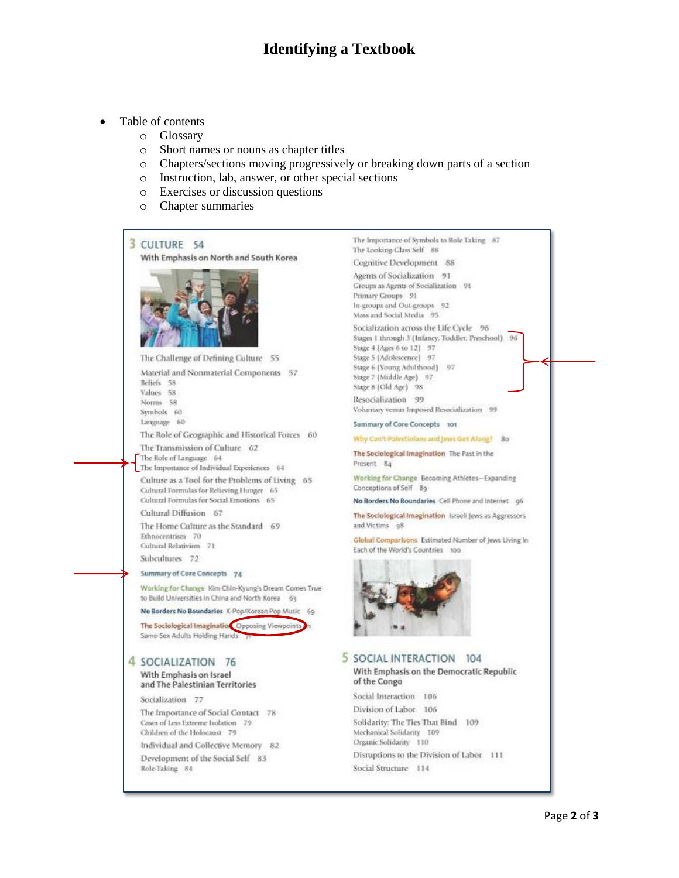# Identifying a Textbook

- Table of contents
  - Glossary
  - Short names or nouns as chapter titles
  - Chapters/sections moving progressively or breaking down parts of a section
  - Instruction, lab, answer, or other special sections
  - Exercises or discussion questions
  - Chapter summaries

3 CULTURE 54
With Emphasis on North and South Korea

The Challenge of Defining Culture 55
Material and Nonmaterial Components 57
Beliefs 58
Values 58
Norms 58
Symbols 60
Language 60
The Role of Geographic and Historical Forces 60
The Transmission of Culture 62
The Role of Language 64
The Importance of Individual Experiences 64
Culture as a Tool for the Problems of Living 65
Cultural Formulas for Relieving Hunger 65
Cultural Formulas for Social Emotions 65
Cultural Diffusion 67
The Home Culture as the Standard 69
Ethnocentrism 70
Cultural Relativism 71
Subcultures 72
Summary of Core Concepts 74
Working for Change Kim Chin-Kyung's Dream Comes True to Build Universities in China and North Korea 63
No Borders No Boundaries K-Pop/Korean Pop Music 69
The Sociological Imagination Opposing Viewpoints on Same-Sex Adults Holding Hands 71

4 SOCIALIZATION 76
With Emphasis on Israel and The Palestinian Territories

Socialization 77
The Importance of Social Contact 78
Cases of Less Extreme Isolation 79
Children of the Holocaust 79
Individual and Collective Memory 82
Development of the Social Self 83
Role-Taking 84
The Importance of Symbols to Role Taking 87
The Looking-Glass Self 88
Cognitive Development 88
Agents of Socialization 91
Groups as Agents of Socialization 91
Primary Groups 91
In-groups and Out-groups 92
Mass and Social Media 95
Socialization across the Life Cycle 96
Stages 1 through 3 (Infancy, Toddler, Preschool) 96
Stage 4 (Ages 6 to 12) 97
Stage 5 (Adolescence) 97
Stage 6 (Young Adulthood) 97
Stage 7 (Middle Age) 97
Stage 8 (Old Age) 98
Resocialization 99
Voluntary versus Imposed Resocialization 99
Summary of Core Concepts 101
Why Can't Palestinians and Jews Get Along? 80
The Sociological Imagination The Past in the Present 84
Working for Change Becoming Athletes—Expanding Conceptions of Self 89
No Borders No Boundaries Cell Phone and Internet 96
The Sociological Imagination Israeli Jews as Aggressors and Victims 98
Global Comparisons Estimated Number of Jews Living in Each of the World's Countries 100

5 SOCIAL INTERACTION 104
With Emphasis on the Democratic Republic of the Congo

Social Interaction 106
Division of Labor 106
Solidarity: The Ties That Bind 109
Mechanical Solidarity 109
Organic Solidarity 110
Disruptions to the Division of Labor 111
Social Structure 114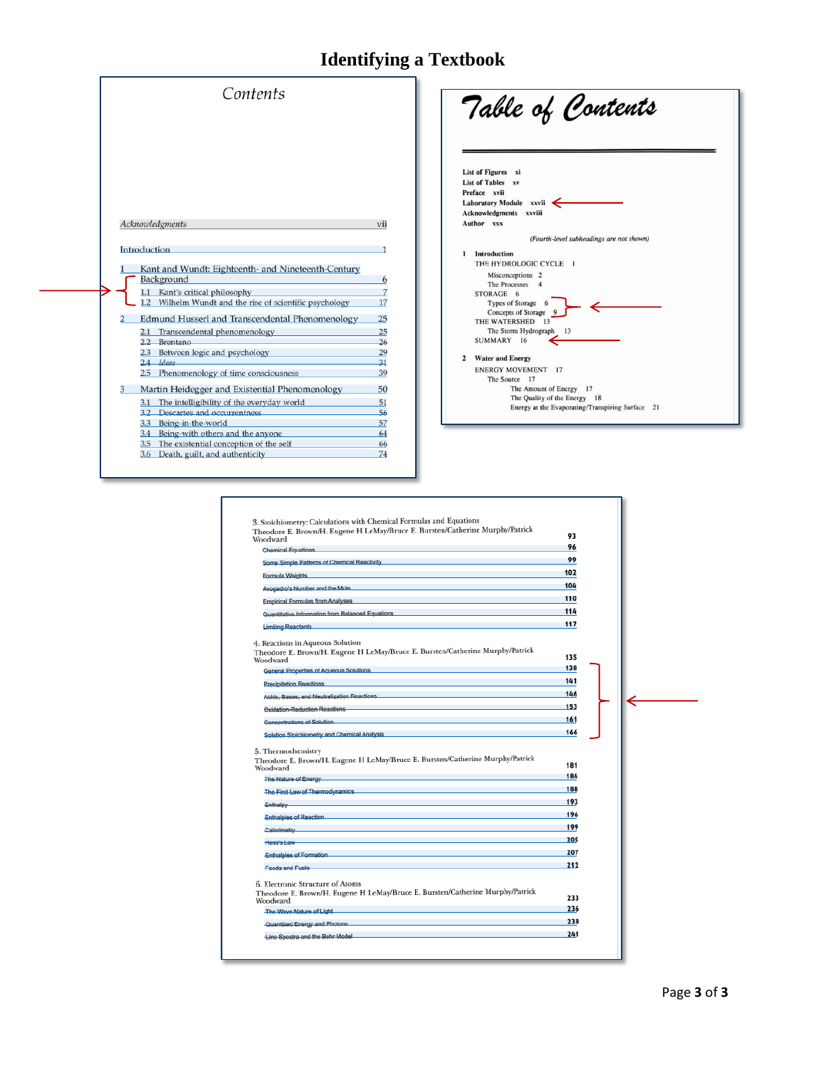# Identifying a Textbook

## Contents

| | |
|---|---|
| *Acknowledgments* | vii |
| Introduction | 1 |
| 1 Kant and Wundt: Eighteenth- and Nineteenth-Century Background | 6 |
| 1.1 Kant's critical philosophy | 7 |
| 1.2 Wilhelm Wundt and the rise of scientific psychology | 17 |
| 2 Edmund Husserl and Transcendental Phenomenology | 25 |
| 2.1 Transcendental phenomenology | 25 |
| 2.2 Brentano | 26 |
| 2.3 Between logic and psychology | 29 |
| 2.4 *Ideas* | 31 |
| 2.5 Phenomenology of time consciousness | 39 |
| 3 Martin Heidegger and Existential Phenomenology | 50 |
| 3.1 The intelligibility of the everyday world | 51 |
| 3.2 Descartes and occurrentness | 56 |
| 3.3 Being-in-the-world | 57 |
| 3.4 Being-with others and the anyone | 64 |
| 3.5 The existential conception of the self | 66 |
| 3.6 Death, guilt, and authenticity | 74 |

## Table of Contents

**List of Figures** xi
**List of Tables** xv
**Preface** xvii
**Laboratory Module** xxvii
**Acknowledgments** xxviii
**Author** xxx

*(Fourth-level subheadings are not shown)*

**1 Introduction**
THE HYDROLOGIC CYCLE 1
Misconceptions 2
The Processes 4
STORAGE 6
Types of Storage 6
Concepts of Storage 9
THE WATERSHED 13
The Storm Hydrograph 13
SUMMARY 16

**2 Water and Energy**
ENERGY MOVEMENT 17
The Source 17
The Amount of Energy 17
The Quality of the Energy 18
Energy at the Evaporating/Transpiring Surface 21

---

| | |
|---|---|
| 3. Stoichiometry: Calculations with Chemical Formulas and Equations<br>Theodore E. Brown/H. Eugene H LeMay/Bruce E. Bursten/Catherine Murphy/Patrick Woodward | 93 |
| Chemical Equations | 96 |
| Some Simple Patterns of Chemical Reactivity | 99 |
| Formula Weights | 102 |
| Avogadro's Number and the Mole | 104 |
| Empirical Formulas from Analyses | 110 |
| Quantitative Information from Balanced Equations | 114 |
| Limiting Reactants | 117 |
| 4. Reactions in Aqueous Solution<br>Theodore E. Brown/H. Eugene H LeMay/Bruce E. Bursten/Catherine Murphy/Patrick Woodward | 135 |
| General Properties of Aqueous Solutions | 138 |
| Precipitation Reactions | 141 |
| Acids, Bases, and Neutralization Reactions | 146 |
| Oxidation-Reduction Reactions | 153 |
| Concentrations of Solution | 161 |
| Solution Stoichiometry and Chemical Analysis | 166 |
| 5. Thermochemistry<br>Theodore E. Brown/H. Eugene H LeMay/Bruce E. Bursten/Catherine Murphy/Patrick Woodward | 181 |
| The Nature of Energy | 184 |
| The First Law of Thermodynamics | 188 |
| Enthalpy | 193 |
| Enthalpies of Reaction | 196 |
| Calorimetry | 199 |
| Hess's Law | 205 |
| Enthalpies of Formation | 207 |
| Foods and Fuels | 212 |
| 6. Electronic Structure of Atoms<br>Theodore E. Brown/H. Eugene H LeMay/Bruce E. Bursten/Catherine Murphy/Patrick Woodward | 233 |
| The Wave Nature of Light | 236 |
| Quantized Energy and Photons | 238 |
| Line Spectra and the Bohr Model | 241 |